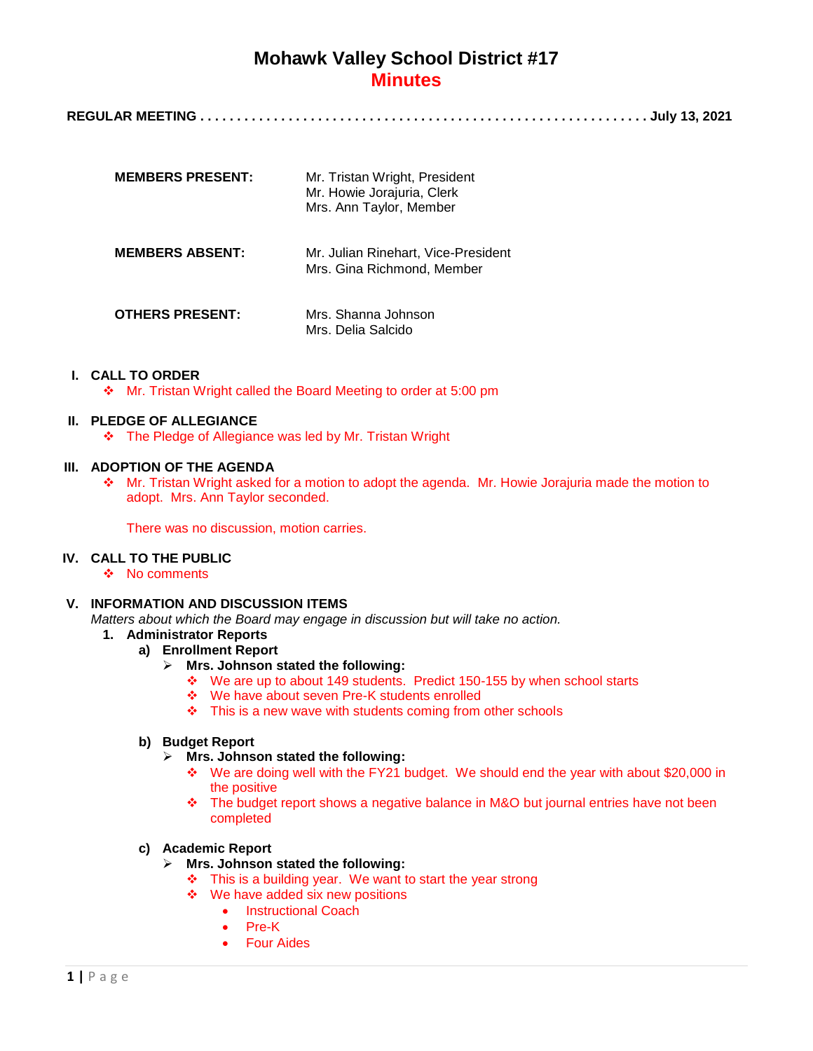# Mohawk Valley School District #17

## Minutes

**REGULAR MEETING . . . . . . . . . . . . . . . . . . . . . . . . . . . . . . . . . . . . . . . . . . . . . . . . . . . . . . . . . . . July 13, 2021**

| | |
|---|---|
| **MEMBERS PRESENT:** | Mr. Tristan Wright, President<br>Mr. Howie Jorajuria, Clerk<br>Mrs. Ann Taylor, Member |
| **MEMBERS ABSENT:** | Mr. Julian Rinehart, Vice-President<br>Mrs. Gina Richmond, Member |
| **OTHERS PRESENT:** | Mrs. Shanna Johnson<br>Mrs. Delia Salcido |

**I. CALL TO ORDER**

- Mr. Tristan Wright called the Board Meeting to order at 5:00 pm

**II. PLEDGE OF ALLEGIANCE**

- The Pledge of Allegiance was led by Mr. Tristan Wright

**III. ADOPTION OF THE AGENDA**

- Mr. Tristan Wright asked for a motion to adopt the agenda. Mr. Howie Jorajuria made the motion to adopt. Mrs. Ann Taylor seconded.

  There was no discussion, motion carries.

**IV. CALL TO THE PUBLIC**

- No comments

**V. INFORMATION AND DISCUSSION ITEMS**

*Matters about which the Board may engage in discussion but will take no action.*

1. **Administrator Reports**
   a) **Enrollment Report**
      - **Mrs. Johnson stated the following:**
        - We are up to about 149 students. Predict 150-155 by when school starts
        - We have about seven Pre-K students enrolled
        - This is a new wave with students coming from other schools

   b) **Budget Report**
      - **Mrs. Johnson stated the following:**
        - We are doing well with the FY21 budget. We should end the year with about $20,000 in the positive
        - The budget report shows a negative balance in M&O but journal entries have not been completed

   c) **Academic Report**
      - **Mrs. Johnson stated the following:**
        - This is a building year. We want to start the year strong
        - We have added six new positions
          - Instructional Coach
          - Pre-K
          - Four Aides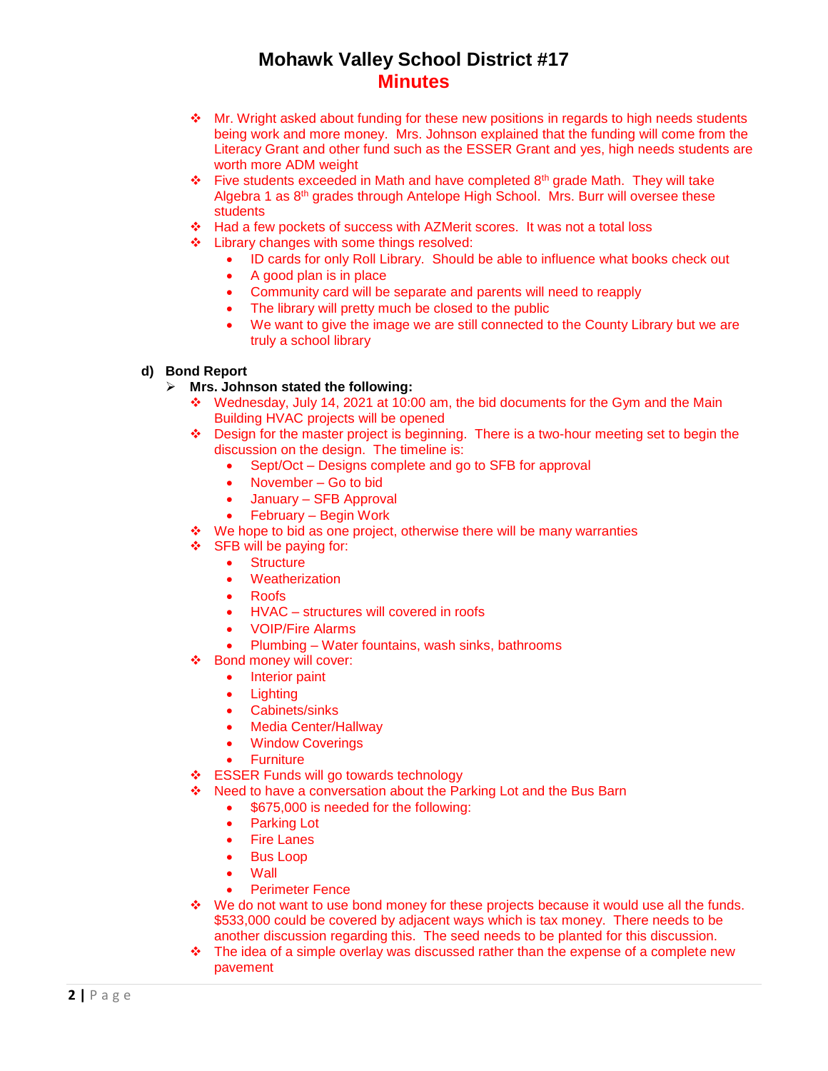- Mr. Wright asked about funding for these new positions in regards to high needs students being work and more money. Mrs. Johnson explained that the funding will come from the Literacy Grant and other fund such as the ESSER Grant and yes, high needs students are worth more ADM weight
- Five students exceeded in Math and have completed 8th grade Math. They will take Algebra 1 as 8th grades through Antelope High School. Mrs. Burr will oversee these students
- Had a few pockets of success with AZMerit scores. It was not a total loss
- Library changes with some things resolved:
  - ID cards for only Roll Library. Should be able to influence what books check out
  - A good plan is in place
  - Community card will be separate and parents will need to reapply
  - The library will pretty much be closed to the public
  - We want to give the image we are still connected to the County Library but we are truly a school library

**d) Bond Report**

- **Mrs. Johnson stated the following:**
  - Wednesday, July 14, 2021 at 10:00 am, the bid documents for the Gym and the Main Building HVAC projects will be opened
  - Design for the master project is beginning. There is a two-hour meeting set to begin the discussion on the design. The timeline is:
    - Sept/Oct – Designs complete and go to SFB for approval
    - November – Go to bid
    - January – SFB Approval
    - February – Begin Work
  - We hope to bid as one project, otherwise there will be many warranties
  - SFB will be paying for:
    - Structure
    - Weatherization
    - Roofs
    - HVAC – structures will covered in roofs
    - VOIP/Fire Alarms
    - Plumbing – Water fountains, wash sinks, bathrooms
  - Bond money will cover:
    - Interior paint
    - Lighting
    - Cabinets/sinks
    - Media Center/Hallway
    - Window Coverings
    - Furniture
  - ESSER Funds will go towards technology
  - Need to have a conversation about the Parking Lot and the Bus Barn
    - $675,000 is needed for the following:
    - Parking Lot
    - Fire Lanes
    - Bus Loop
    - Wall
    - Perimeter Fence
  - We do not want to use bond money for these projects because it would use all the funds. $533,000 could be covered by adjacent ways which is tax money. There needs to be another discussion regarding this. The seed needs to be planted for this discussion.
  - The idea of a simple overlay was discussed rather than the expense of a complete new pavement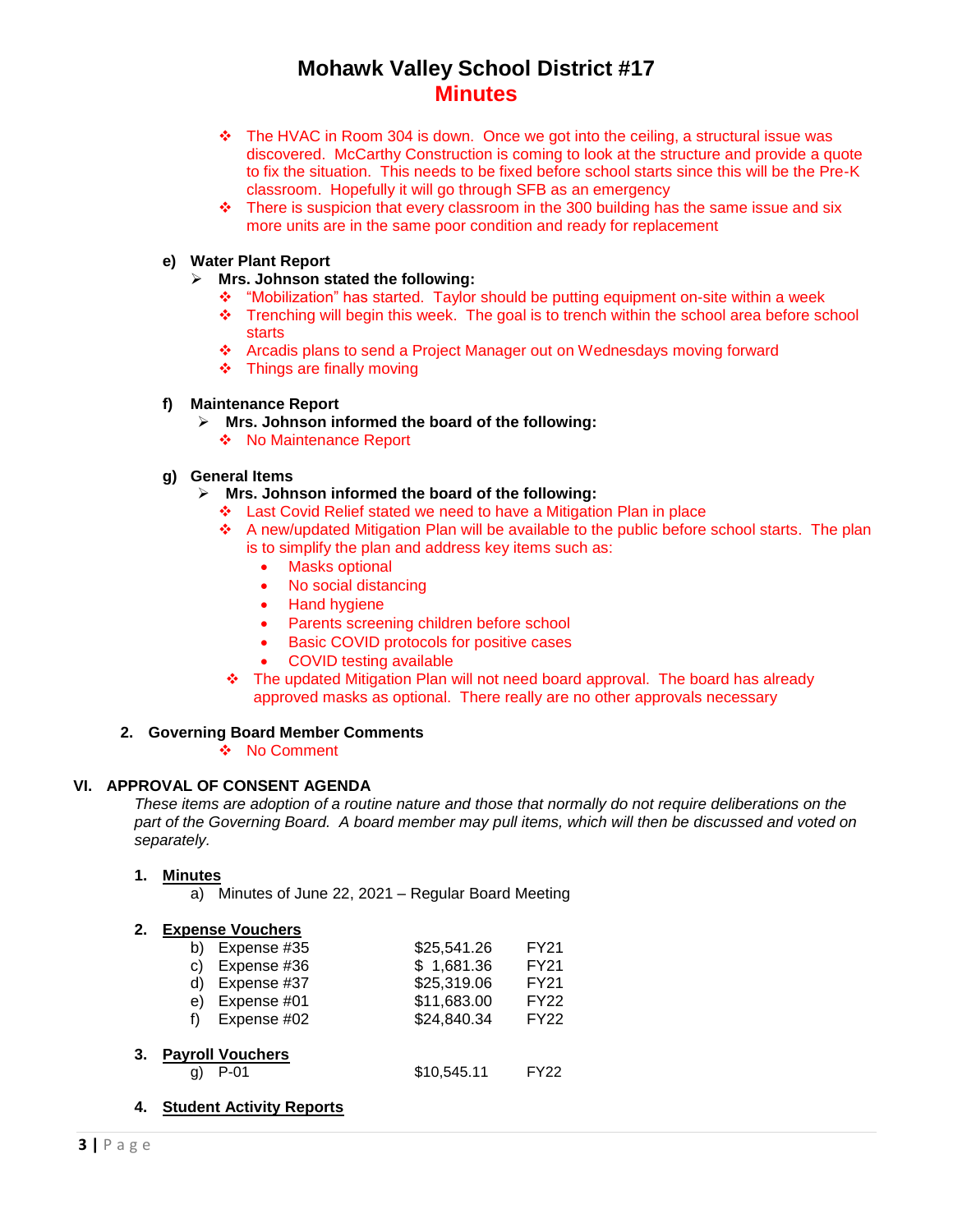# Mohawk Valley School District #17
## Minutes

- The HVAC in Room 304 is down. Once we got into the ceiling, a structural issue was discovered. McCarthy Construction is coming to look at the structure and provide a quote to fix the situation. This needs to be fixed before school starts since this will be the Pre-K classroom. Hopefully it will go through SFB as an emergency
- There is suspicion that every classroom in the 300 building has the same issue and six more units are in the same poor condition and ready for replacement

**e) Water Plant Report**

- **Mrs. Johnson stated the following:**
  - "Mobilization" has started. Taylor should be putting equipment on-site within a week
  - Trenching will begin this week. The goal is to trench within the school area before school starts
  - Arcadis plans to send a Project Manager out on Wednesdays moving forward
  - Things are finally moving

**f) Maintenance Report**

- **Mrs. Johnson informed the board of the following:**
  - No Maintenance Report

**g) General Items**

- **Mrs. Johnson informed the board of the following:**
  - Last Covid Relief stated we need to have a Mitigation Plan in place
  - A new/updated Mitigation Plan will be available to the public before school starts. The plan is to simplify the plan and address key items such as:
    - Masks optional
    - No social distancing
    - Hand hygiene
    - Parents screening children before school
    - Basic COVID protocols for positive cases
    - COVID testing available
  - The updated Mitigation Plan will not need board approval. The board has already approved masks as optional. There really are no other approvals necessary

**2. Governing Board Member Comments**

- No Comment

## VI. APPROVAL OF CONSENT AGENDA

*These items are adoption of a routine nature and those that normally do not require deliberations on the part of the Governing Board. A board member may pull items, which will then be discussed and voted on separately.*

**1. Minutes**

a) Minutes of June 22, 2021 – Regular Board Meeting

**2. Expense Vouchers**

| | | | |
|---|---|---|---|
| b) | Expense #35 | $25,541.26 | FY21 |
| c) | Expense #36 | $ 1,681.36 | FY21 |
| d) | Expense #37 | $25,319.06 | FY21 |
| e) | Expense #01 | $11,683.00 | FY22 |
| f) | Expense #02 | $24,840.34 | FY22 |

**3. Payroll Vouchers**

| | | | |
|---|---|---|---|
| g) | P-01 | $10,545.11 | FY22 |

**4. Student Activity Reports**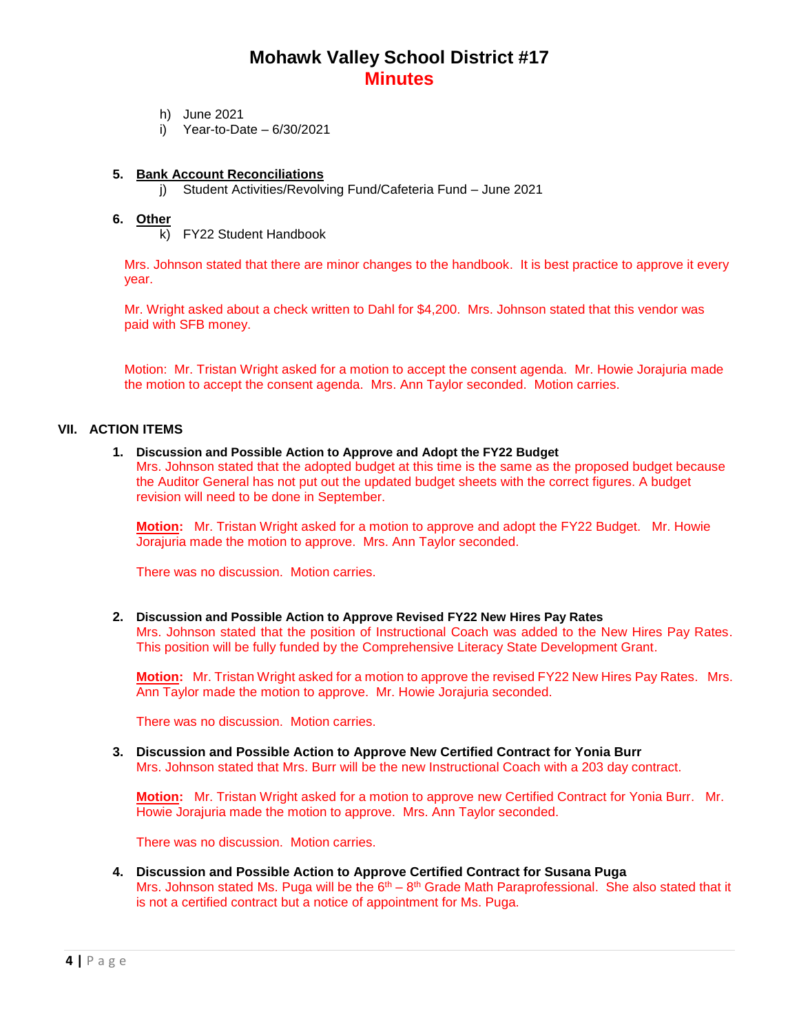# Mohawk Valley School District #17
## Minutes

h) June 2021
i) Year-to-Date – 6/30/2021

5. **Bank Account Reconciliations**
   j) Student Activities/Revolving Fund/Cafeteria Fund – June 2021

6. **Other**
   k) FY22 Student Handbook

Mrs. Johnson stated that there are minor changes to the handbook. It is best practice to approve it every year.

Mr. Wright asked about a check written to Dahl for $4,200. Mrs. Johnson stated that this vendor was paid with SFB money.

Motion: Mr. Tristan Wright asked for a motion to accept the consent agenda. Mr. Howie Jorajuria made the motion to accept the consent agenda. Mrs. Ann Taylor seconded. Motion carries.

## VII. ACTION ITEMS

1. **Discussion and Possible Action to Approve and Adopt the FY22 Budget**
   Mrs. Johnson stated that the adopted budget at this time is the same as the proposed budget because the Auditor General has not put out the updated budget sheets with the correct figures. A budget revision will need to be done in September.

   **Motion:** Mr. Tristan Wright asked for a motion to approve and adopt the FY22 Budget. Mr. Howie Jorajuria made the motion to approve. Mrs. Ann Taylor seconded.

   There was no discussion. Motion carries.

2. **Discussion and Possible Action to Approve Revised FY22 New Hires Pay Rates**
   Mrs. Johnson stated that the position of Instructional Coach was added to the New Hires Pay Rates. This position will be fully funded by the Comprehensive Literacy State Development Grant.

   **Motion:** Mr. Tristan Wright asked for a motion to approve the revised FY22 New Hires Pay Rates. Mrs. Ann Taylor made the motion to approve. Mr. Howie Jorajuria seconded.

   There was no discussion. Motion carries.

3. **Discussion and Possible Action to Approve New Certified Contract for Yonia Burr**
   Mrs. Johnson stated that Mrs. Burr will be the new Instructional Coach with a 203 day contract.

   **Motion:** Mr. Tristan Wright asked for a motion to approve new Certified Contract for Yonia Burr. Mr. Howie Jorajuria made the motion to approve. Mrs. Ann Taylor seconded.

   There was no discussion. Motion carries.

4. **Discussion and Possible Action to Approve Certified Contract for Susana Puga**
   Mrs. Johnson stated Ms. Puga will be the 6th – 8th Grade Math Paraprofessional. She also stated that it is not a certified contract but a notice of appointment for Ms. Puga.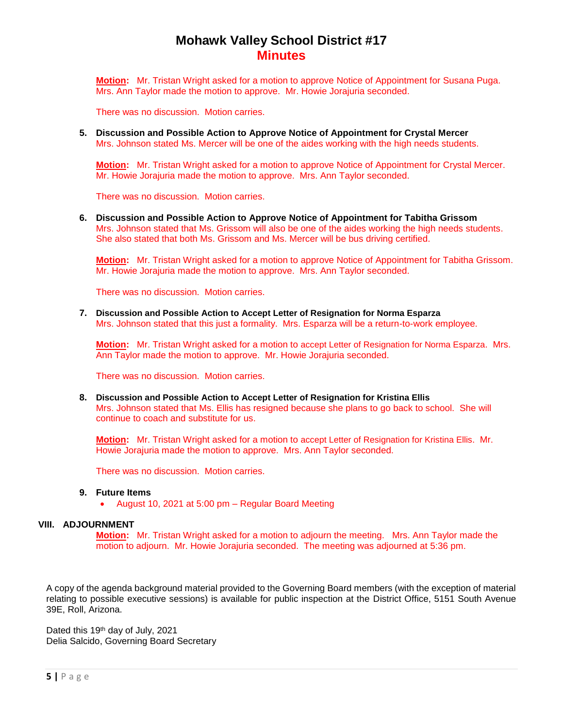# Mohawk Valley School District #17
## Minutes

**Motion:** Mr. Tristan Wright asked for a motion to approve Notice of Appointment for Susana Puga. Mrs. Ann Taylor made the motion to approve. Mr. Howie Jorajuria seconded.

There was no discussion. Motion carries.

5. **Discussion and Possible Action to Approve Notice of Appointment for Crystal Mercer**
   Mrs. Johnson stated Ms. Mercer will be one of the aides working with the high needs students.

   **Motion:** Mr. Tristan Wright asked for a motion to approve Notice of Appointment for Crystal Mercer. Mr. Howie Jorajuria made the motion to approve. Mrs. Ann Taylor seconded.

   There was no discussion. Motion carries.

6. **Discussion and Possible Action to Approve Notice of Appointment for Tabitha Grissom**
   Mrs. Johnson stated that Ms. Grissom will also be one of the aides working the high needs students. She also stated that both Ms. Grissom and Ms. Mercer will be bus driving certified.

   **Motion:** Mr. Tristan Wright asked for a motion to approve Notice of Appointment for Tabitha Grissom. Mr. Howie Jorajuria made the motion to approve. Mrs. Ann Taylor seconded.

   There was no discussion. Motion carries.

7. **Discussion and Possible Action to Accept Letter of Resignation for Norma Esparza**
   Mrs. Johnson stated that this just a formality. Mrs. Esparza will be a return-to-work employee.

   **Motion:** Mr. Tristan Wright asked for a motion to accept Letter of Resignation for Norma Esparza. Mrs. Ann Taylor made the motion to approve. Mr. Howie Jorajuria seconded.

   There was no discussion. Motion carries.

8. **Discussion and Possible Action to Accept Letter of Resignation for Kristina Ellis**
   Mrs. Johnson stated that Ms. Ellis has resigned because she plans to go back to school. She will continue to coach and substitute for us.

   **Motion:** Mr. Tristan Wright asked for a motion to accept Letter of Resignation for Kristina Ellis. Mr. Howie Jorajuria made the motion to approve. Mrs. Ann Taylor seconded.

   There was no discussion. Motion carries.

9. **Future Items**
   - August 10, 2021 at 5:00 pm – Regular Board Meeting

**VIII. ADJOURNMENT**

**Motion:** Mr. Tristan Wright asked for a motion to adjourn the meeting. Mrs. Ann Taylor made the motion to adjourn. Mr. Howie Jorajuria seconded. The meeting was adjourned at 5:36 pm.

A copy of the agenda background material provided to the Governing Board members (with the exception of material relating to possible executive sessions) is available for public inspection at the District Office, 5151 South Avenue 39E, Roll, Arizona.

Dated this 19th day of July, 2021
Delia Salcido, Governing Board Secretary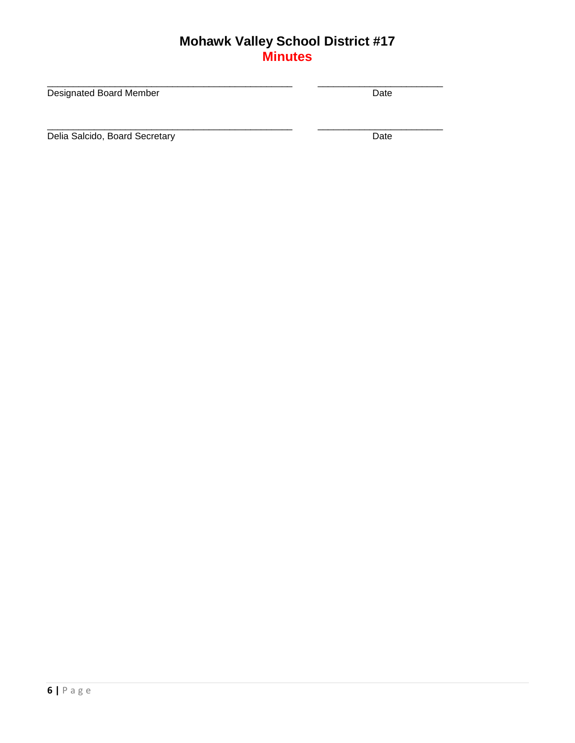# Mohawk Valley School District #17
## Minutes

_______________________________________________ &nbsp;&nbsp;&nbsp;&nbsp; ________________________
Designated Board Member &nbsp;&nbsp;&nbsp;&nbsp; Date

_______________________________________________ &nbsp;&nbsp;&nbsp;&nbsp; ________________________
Delia Salcido, Board Secretary &nbsp;&nbsp;&nbsp;&nbsp; Date